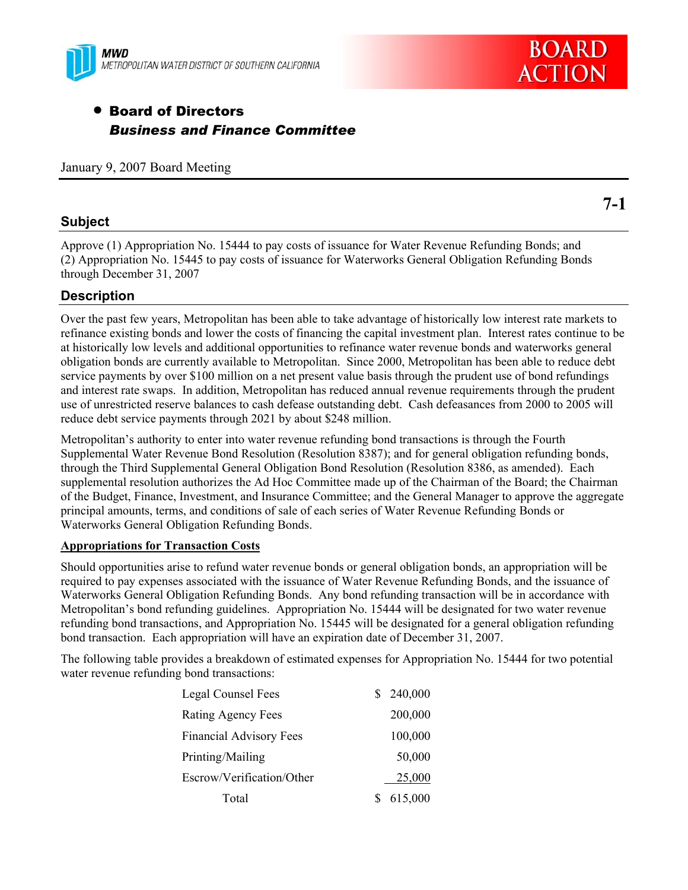MWD
METROPOLITAN WATER DISTRICT OF SOUTHERN CALIFORNIA

**BOARD ACTION**

- **Board of Directors**
  ***Business and Finance Committee***

January 9, 2007 Board Meeting

**7-1**

## Subject

Approve (1) Appropriation No. 15444 to pay costs of issuance for Water Revenue Refunding Bonds; and (2) Appropriation No. 15445 to pay costs of issuance for Waterworks General Obligation Refunding Bonds through December 31, 2007

## Description

Over the past few years, Metropolitan has been able to take advantage of historically low interest rate markets to refinance existing bonds and lower the costs of financing the capital investment plan. Interest rates continue to be at historically low levels and additional opportunities to refinance water revenue bonds and waterworks general obligation bonds are currently available to Metropolitan. Since 2000, Metropolitan has been able to reduce debt service payments by over $100 million on a net present value basis through the prudent use of bond refundings and interest rate swaps. In addition, Metropolitan has reduced annual revenue requirements through the prudent use of unrestricted reserve balances to cash defease outstanding debt. Cash defeasances from 2000 to 2005 will reduce debt service payments through 2021 by about $248 million.

Metropolitan's authority to enter into water revenue refunding bond transactions is through the Fourth Supplemental Water Revenue Bond Resolution (Resolution 8387); and for general obligation refunding bonds, through the Third Supplemental General Obligation Bond Resolution (Resolution 8386, as amended). Each supplemental resolution authorizes the Ad Hoc Committee made up of the Chairman of the Board; the Chairman of the Budget, Finance, Investment, and Insurance Committee; and the General Manager to approve the aggregate principal amounts, terms, and conditions of sale of each series of Water Revenue Refunding Bonds or Waterworks General Obligation Refunding Bonds.

**Appropriations for Transaction Costs**

Should opportunities arise to refund water revenue bonds or general obligation bonds, an appropriation will be required to pay expenses associated with the issuance of Water Revenue Refunding Bonds, and the issuance of Waterworks General Obligation Refunding Bonds. Any bond refunding transaction will be in accordance with Metropolitan's bond refunding guidelines. Appropriation No. 15444 will be designated for two water revenue refunding bond transactions, and Appropriation No. 15445 will be designated for a general obligation refunding bond transaction. Each appropriation will have an expiration date of December 31, 2007.

The following table provides a breakdown of estimated expenses for Appropriation No. 15444 for two potential water revenue refunding bond transactions:

| Expense | Amount |
|---|---|
| Legal Counsel Fees | $ 240,000 |
| Rating Agency Fees | 200,000 |
| Financial Advisory Fees | 100,000 |
| Printing/Mailing | 50,000 |
| Escrow/Verification/Other | 25,000 |
| Total | $ 615,000 |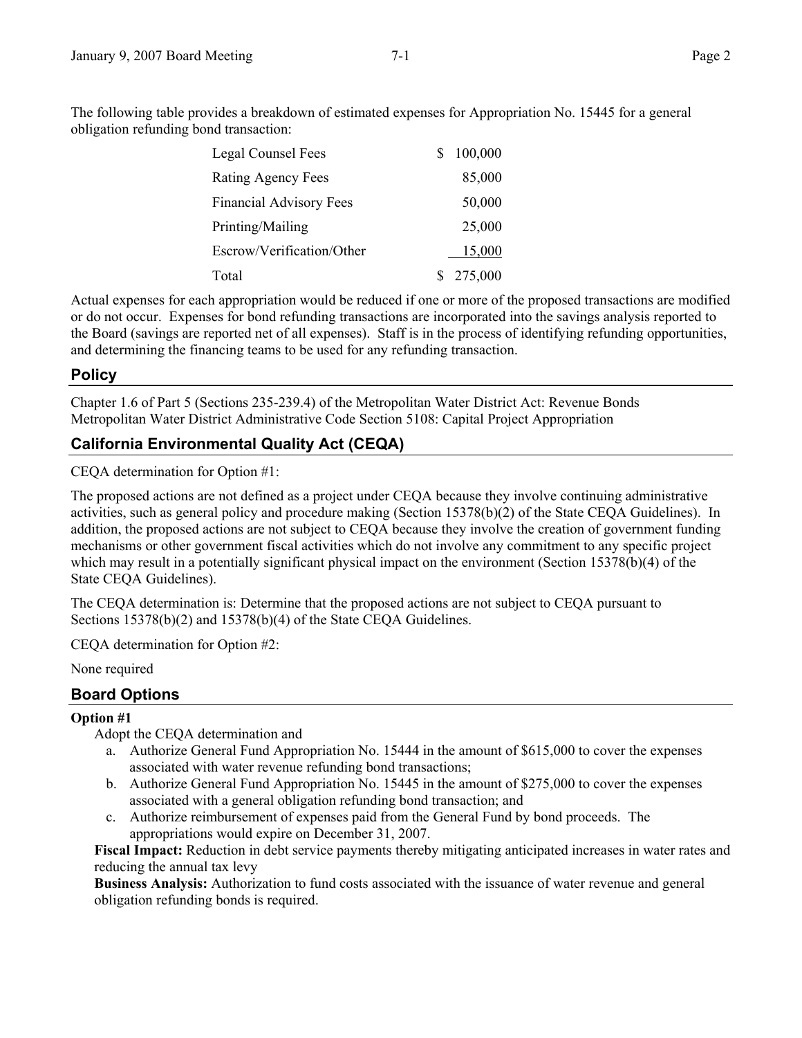The following table provides a breakdown of estimated expenses for Appropriation No. 15445 for a general obligation refunding bond transaction:

| | |
|---|---|
| Legal Counsel Fees | $ 100,000 |
| Rating Agency Fees | 85,000 |
| Financial Advisory Fees | 50,000 |
| Printing/Mailing | 25,000 |
| Escrow/Verification/Other | 15,000 |
| Total | $ 275,000 |

Actual expenses for each appropriation would be reduced if one or more of the proposed transactions are modified or do not occur. Expenses for bond refunding transactions are incorporated into the savings analysis reported to the Board (savings are reported net of all expenses). Staff is in the process of identifying refunding opportunities, and determining the financing teams to be used for any refunding transaction.

## Policy

Chapter 1.6 of Part 5 (Sections 235-239.4) of the Metropolitan Water District Act: Revenue Bonds
Metropolitan Water District Administrative Code Section 5108: Capital Project Appropriation

## California Environmental Quality Act (CEQA)

CEQA determination for Option #1:

The proposed actions are not defined as a project under CEQA because they involve continuing administrative activities, such as general policy and procedure making (Section 15378(b)(2) of the State CEQA Guidelines). In addition, the proposed actions are not subject to CEQA because they involve the creation of government funding mechanisms or other government fiscal activities which do not involve any commitment to any specific project which may result in a potentially significant physical impact on the environment (Section 15378(b)(4) of the State CEQA Guidelines).

The CEQA determination is: Determine that the proposed actions are not subject to CEQA pursuant to Sections 15378(b)(2) and 15378(b)(4) of the State CEQA Guidelines.

CEQA determination for Option #2:

None required

## Board Options

**Option #1**

Adopt the CEQA determination and

a. Authorize General Fund Appropriation No. 15444 in the amount of $615,000 to cover the expenses associated with water revenue refunding bond transactions;
b. Authorize General Fund Appropriation No. 15445 in the amount of $275,000 to cover the expenses associated with a general obligation refunding bond transaction; and
c. Authorize reimbursement of expenses paid from the General Fund by bond proceeds. The appropriations would expire on December 31, 2007.

**Fiscal Impact:** Reduction in debt service payments thereby mitigating anticipated increases in water rates and reducing the annual tax levy

**Business Analysis:** Authorization to fund costs associated with the issuance of water revenue and general obligation refunding bonds is required.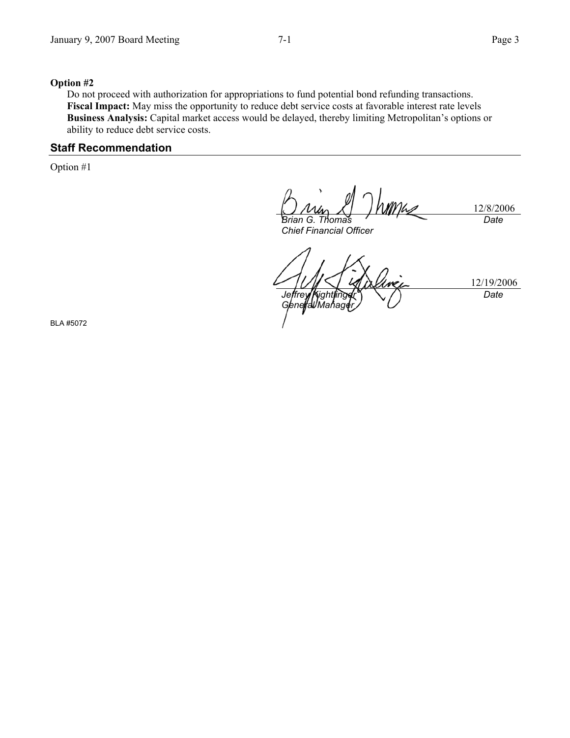**Option #2**

Do not proceed with authorization for appropriations to fund potential bond refunding transactions.
**Fiscal Impact:** May miss the opportunity to reduce debt service costs at favorable interest rate levels
**Business Analysis:** Capital market access would be delayed, thereby limiting Metropolitan's options or ability to reduce debt service costs.

## Staff Recommendation

Option #1

| | |
|---|---|
| *Brian G. Thomas* | 12/8/2006 |
| *Chief Financial Officer* | *Date* |

| | |
|---|---|
| *Jeffrey Kightlinger* | 12/19/2006 |
| *General Manager* | *Date* |

BLA #5072